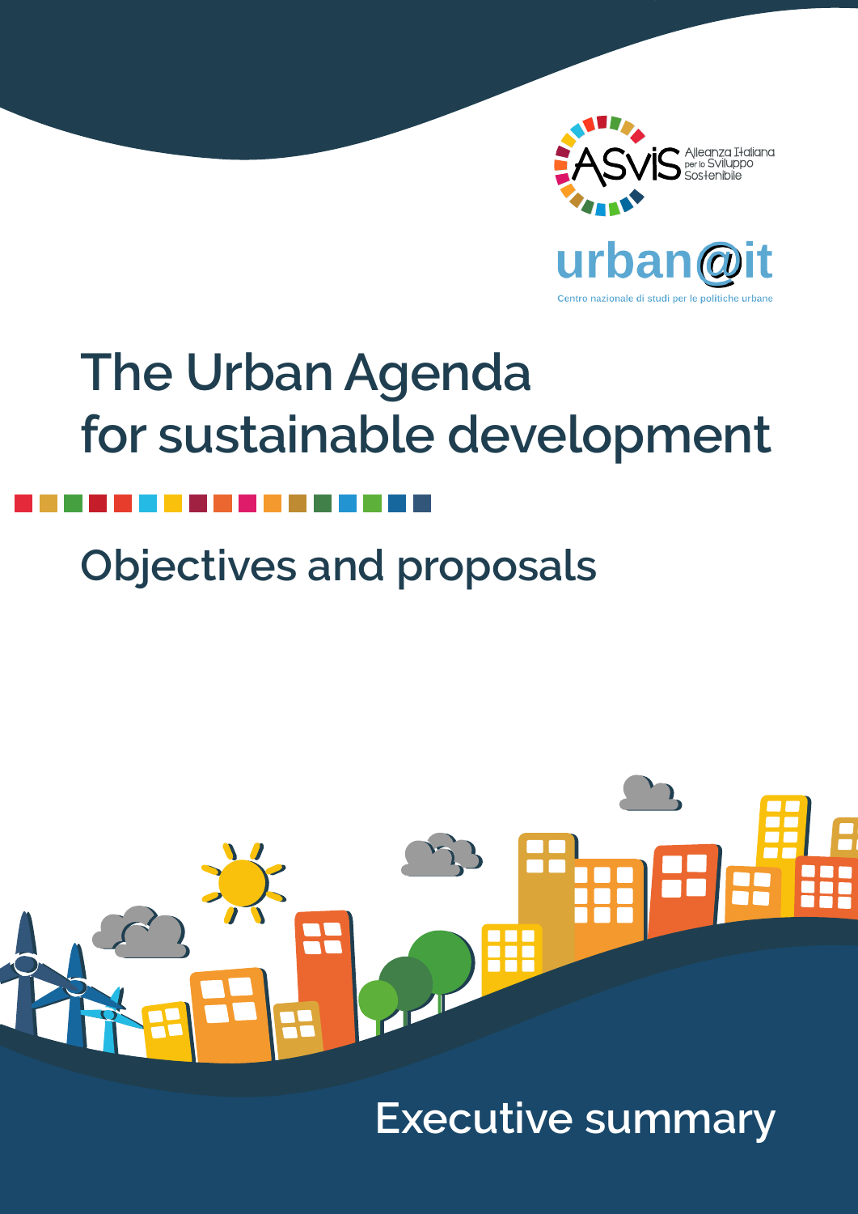ASviS Alleanza Italiana per lo Sviluppo Sostenibile

urban@it

Centro nazionale di studi per le politiche urbane

# The Urban Agenda for sustainable development

## Objectives and proposals

## Executive summary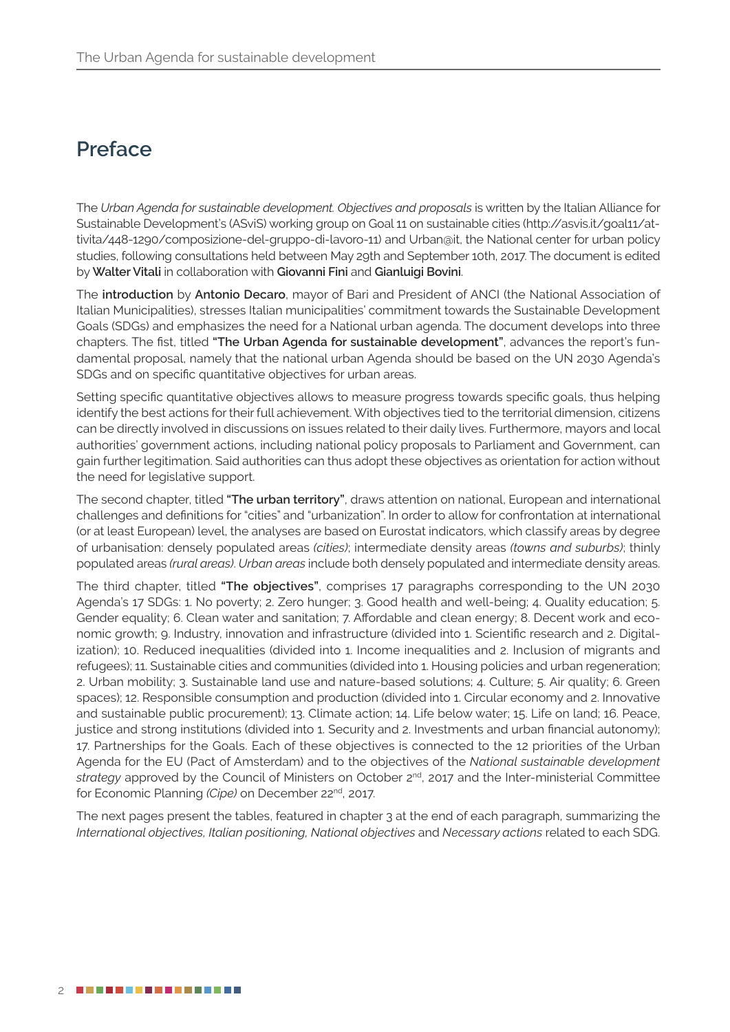# Preface

The *Urban Agenda for sustainable development. Objectives and proposals* is written by the Italian Alliance for Sustainable Development's (ASviS) working group on Goal 11 on sustainable cities (http://asvis.it/goal11/attivita/448-1290/composizione-del-gruppo-di-lavoro-11) and Urban@it, the National center for urban policy studies, following consultations held between May 29th and September 10th, 2017. The document is edited by **Walter Vitali** in collaboration with **Giovanni Fini** and **Gianluigi Bovini**.

The **introduction** by **Antonio Decaro**, mayor of Bari and President of ANCI (the National Association of Italian Municipalities), stresses Italian municipalities' commitment towards the Sustainable Development Goals (SDGs) and emphasizes the need for a National urban agenda. The document develops into three chapters. The fist, titled **"The Urban Agenda for sustainable development"**, advances the report's fundamental proposal, namely that the national urban Agenda should be based on the UN 2030 Agenda's SDGs and on specific quantitative objectives for urban areas.

Setting specific quantitative objectives allows to measure progress towards specific goals, thus helping identify the best actions for their full achievement. With objectives tied to the territorial dimension, citizens can be directly involved in discussions on issues related to their daily lives. Furthermore, mayors and local authorities' government actions, including national policy proposals to Parliament and Government, can gain further legitimation. Said authorities can thus adopt these objectives as orientation for action without the need for legislative support.

The second chapter, titled **"The urban territory"**, draws attention on national, European and international challenges and definitions for "cities" and "urbanization". In order to allow for confrontation at international (or at least European) level, the analyses are based on Eurostat indicators, which classify areas by degree of urbanisation: densely populated areas *(cities)*; intermediate density areas *(towns and suburbs)*; thinly populated areas *(rural areas)*. *Urban areas* include both densely populated and intermediate density areas.

The third chapter, titled **"The objectives"**, comprises 17 paragraphs corresponding to the UN 2030 Agenda's 17 SDGs: 1. No poverty; 2. Zero hunger; 3. Good health and well-being; 4. Quality education; 5. Gender equality; 6. Clean water and sanitation; 7. Affordable and clean energy; 8. Decent work and economic growth; 9. Industry, innovation and infrastructure (divided into 1. Scientific research and 2. Digitalization); 10. Reduced inequalities (divided into 1. Income inequalities and 2. Inclusion of migrants and refugees); 11. Sustainable cities and communities (divided into 1. Housing policies and urban regeneration; 2. Urban mobility; 3. Sustainable land use and nature-based solutions; 4. Culture; 5. Air quality; 6. Green spaces); 12. Responsible consumption and production (divided into 1. Circular economy and 2. Innovative and sustainable public procurement); 13. Climate action; 14. Life below water; 15. Life on land; 16. Peace, justice and strong institutions (divided into 1. Security and 2. Investments and urban financial autonomy); 17. Partnerships for the Goals. Each of these objectives is connected to the 12 priorities of the Urban Agenda for the EU (Pact of Amsterdam) and to the objectives of the *National sustainable development strategy* approved by the Council of Ministers on October 2nd, 2017 and the Inter-ministerial Committee for Economic Planning *(Cipe)* on December 22nd, 2017.

The next pages present the tables, featured in chapter 3 at the end of each paragraph, summarizing the *International objectives, Italian positioning, National objectives* and *Necessary actions* related to each SDG.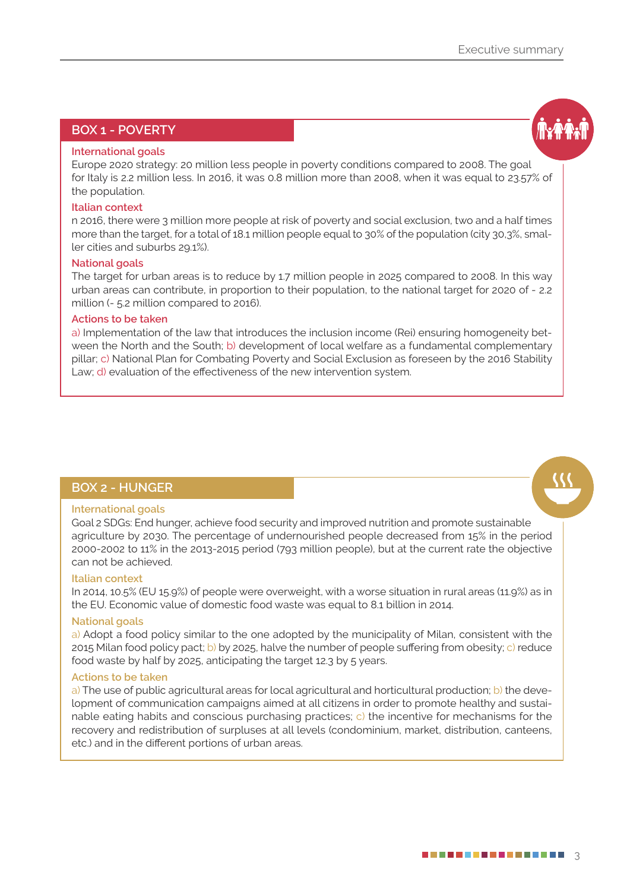## BOX 1 - POVERTY

**International goals**

Europe 2020 strategy: 20 million less people in poverty conditions compared to 2008. The goal for Italy is 2.2 million less. In 2016, it was 0.8 million more than 2008, when it was equal to 23.57% of the population.

**Italian context**

n 2016, there were 3 million more people at risk of poverty and social exclusion, two and a half times more than the target, for a total of 18.1 million people equal to 30% of the population (city 30,3%, smaller cities and suburbs 29.1%).

**National goals**

The target for urban areas is to reduce by 1.7 million people in 2025 compared to 2008. In this way urban areas can contribute, in proportion to their population, to the national target for 2020 of - 2.2 million (- 5.2 million compared to 2016).

**Actions to be taken**

a) Implementation of the law that introduces the inclusion income (Rei) ensuring homogeneity between the North and the South; b) development of local welfare as a fundamental complementary pillar; c) National Plan for Combating Poverty and Social Exclusion as foreseen by the 2016 Stability Law; d) evaluation of the effectiveness of the new intervention system.

## BOX 2 - HUNGER

**International goals**

Goal 2 SDGs: End hunger, achieve food security and improved nutrition and promote sustainable agriculture by 2030. The percentage of undernourished people decreased from 15% in the period 2000-2002 to 11% in the 2013-2015 period (793 million people), but at the current rate the objective can not be achieved.

**Italian context**

In 2014, 10.5% (EU 15.9%) of people were overweight, with a worse situation in rural areas (11.9%) as in the EU. Economic value of domestic food waste was equal to 8.1 billion in 2014.

**National goals**

a) Adopt a food policy similar to the one adopted by the municipality of Milan, consistent with the 2015 Milan food policy pact; b) by 2025, halve the number of people suffering from obesity; c) reduce food waste by half by 2025, anticipating the target 12.3 by 5 years.

**Actions to be taken**

a) The use of public agricultural areas for local agricultural and horticultural production; b) the development of communication campaigns aimed at all citizens in order to promote healthy and sustainable eating habits and conscious purchasing practices; c) the incentive for mechanisms for the recovery and redistribution of surpluses at all levels (condominium, market, distribution, canteens, etc.) and in the different portions of urban areas.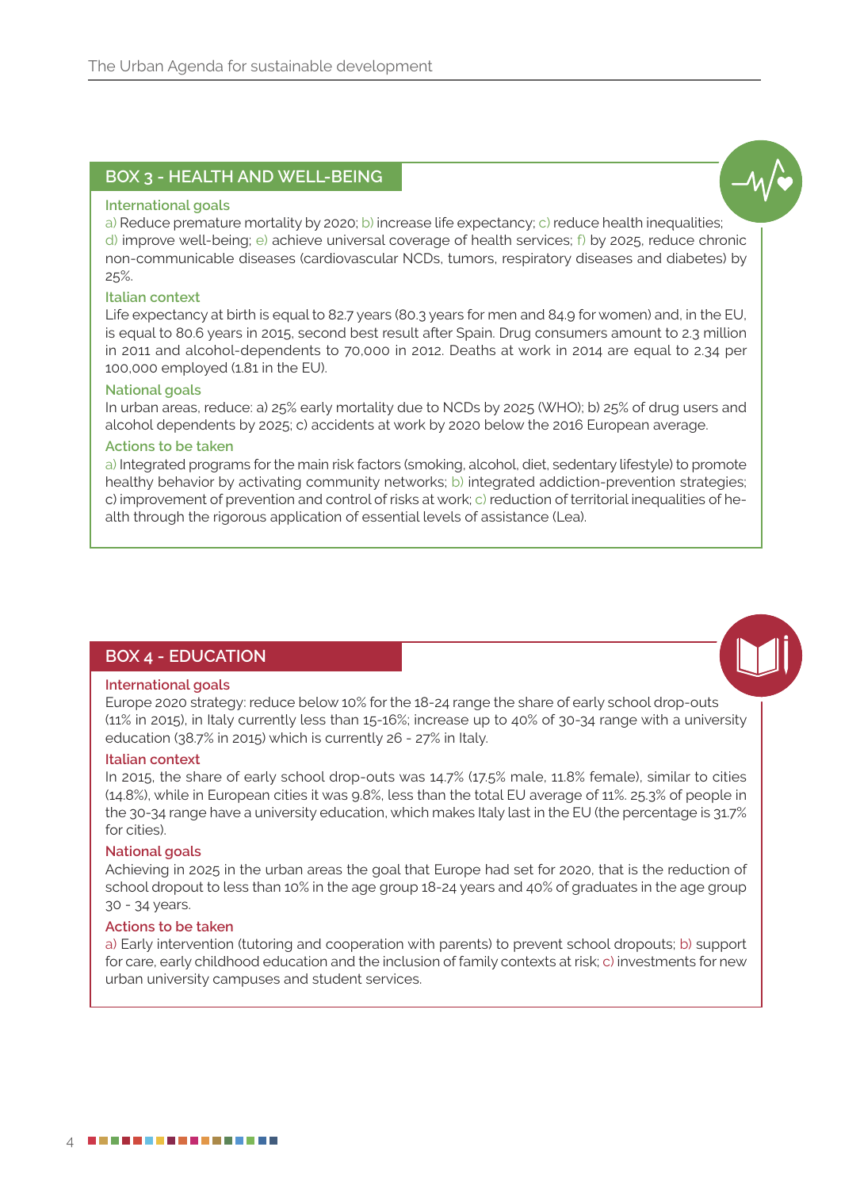## BOX 3 - HEALTH AND WELL-BEING

### International goals

a) Reduce premature mortality by 2020; b) increase life expectancy; c) reduce health inequalities; d) improve well-being; e) achieve universal coverage of health services; f) by 2025, reduce chronic non-communicable diseases (cardiovascular NCDs, tumors, respiratory diseases and diabetes) by 25%.

### Italian context

Life expectancy at birth is equal to 82.7 years (80.3 years for men and 84.9 for women) and, in the EU, is equal to 80.6 years in 2015, second best result after Spain. Drug consumers amount to 2.3 million in 2011 and alcohol-dependents to 70,000 in 2012. Deaths at work in 2014 are equal to 2.34 per 100,000 employed (1.81 in the EU).

### National goals

In urban areas, reduce: a) 25% early mortality due to NCDs by 2025 (WHO); b) 25% of drug users and alcohol dependents by 2025; c) accidents at work by 2020 below the 2016 European average.

### Actions to be taken

a) Integrated programs for the main risk factors (smoking, alcohol, diet, sedentary lifestyle) to promote healthy behavior by activating community networks; b) integrated addiction-prevention strategies; c) improvement of prevention and control of risks at work; c) reduction of territorial inequalities of health through the rigorous application of essential levels of assistance (Lea).

## BOX 4 - EDUCATION

### International goals

Europe 2020 strategy: reduce below 10% for the 18-24 range the share of early school drop-outs (11% in 2015), in Italy currently less than 15-16%; increase up to 40% of 30-34 range with a university education (38.7% in 2015) which is currently 26 - 27% in Italy.

### Italian context

In 2015, the share of early school drop-outs was 14.7% (17.5% male, 11.8% female), similar to cities (14.8%), while in European cities it was 9.8%, less than the total EU average of 11%. 25.3% of people in the 30-34 range have a university education, which makes Italy last in the EU (the percentage is 31.7% for cities).

### National goals

Achieving in 2025 in the urban areas the goal that Europe had set for 2020, that is the reduction of school dropout to less than 10% in the age group 18-24 years and 40% of graduates in the age group 30 - 34 years.

### Actions to be taken

a) Early intervention (tutoring and cooperation with parents) to prevent school dropouts; b) support for care, early childhood education and the inclusion of family contexts at risk; c) investments for new urban university campuses and student services.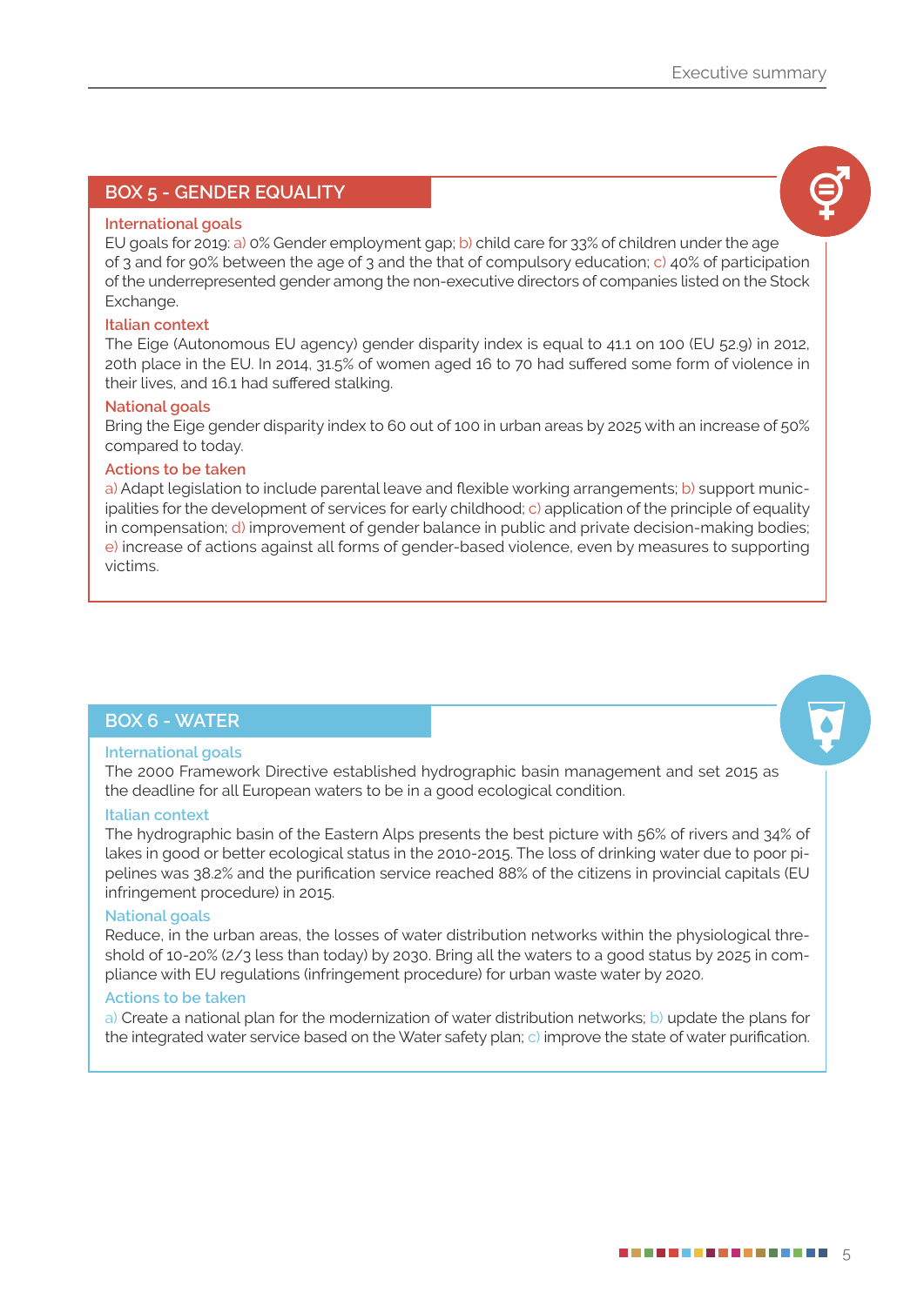## BOX 5 - GENDER EQUALITY

### International goals

EU goals for 2019: a) 0% Gender employment gap; b) child care for 33% of children under the age of 3 and for 90% between the age of 3 and the that of compulsory education; c) 40% of participation of the underrepresented gender among the non-executive directors of companies listed on the Stock Exchange.

### Italian context

The Eige (Autonomous EU agency) gender disparity index is equal to 41.1 on 100 (EU 52.9) in 2012, 20th place in the EU. In 2014, 31.5% of women aged 16 to 70 had suffered some form of violence in their lives, and 16.1 had suffered stalking.

### National goals

Bring the Eige gender disparity index to 60 out of 100 in urban areas by 2025 with an increase of 50% compared to today.

### Actions to be taken

a) Adapt legislation to include parental leave and flexible working arrangements; b) support municipalities for the development of services for early childhood; c) application of the principle of equality in compensation; d) improvement of gender balance in public and private decision-making bodies; e) increase of actions against all forms of gender-based violence, even by measures to supporting victims.

## BOX 6 - WATER

### International goals

The 2000 Framework Directive established hydrographic basin management and set 2015 as the deadline for all European waters to be in a good ecological condition.

### Italian context

The hydrographic basin of the Eastern Alps presents the best picture with 56% of rivers and 34% of lakes in good or better ecological status in the 2010-2015. The loss of drinking water due to poor pipelines was 38.2% and the purification service reached 88% of the citizens in provincial capitals (EU infringement procedure) in 2015.

### National goals

Reduce, in the urban areas, the losses of water distribution networks within the physiological threshold of 10-20% (2/3 less than today) by 2030. Bring all the waters to a good status by 2025 in compliance with EU regulations (infringement procedure) for urban waste water by 2020.

### Actions to be taken

a) Create a national plan for the modernization of water distribution networks; b) update the plans for the integrated water service based on the Water safety plan; c) improve the state of water purification.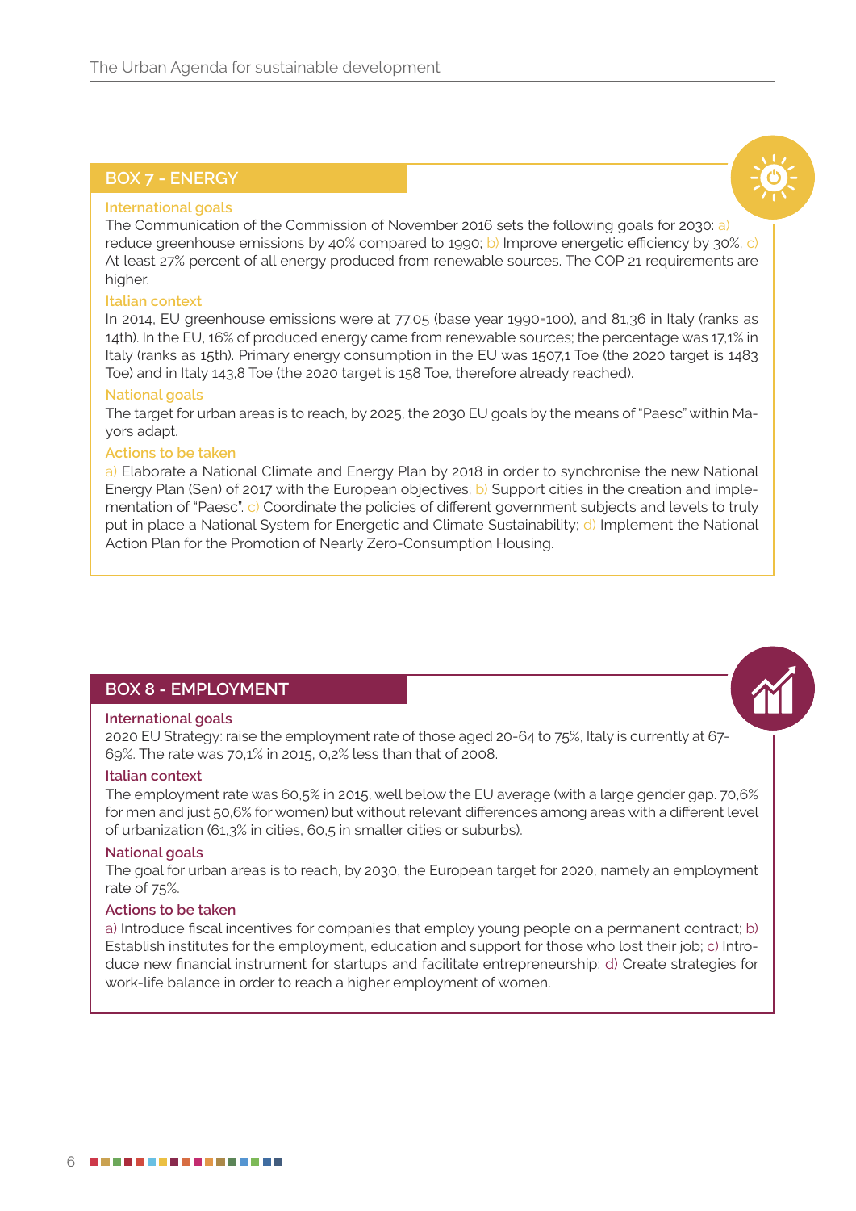## BOX 7 - ENERGY

### International goals

The Communication of the Commission of November 2016 sets the following goals for 2030: a) reduce greenhouse emissions by 40% compared to 1990; b) Improve energetic efficiency by 30%; c) At least 27% percent of all energy produced from renewable sources. The COP 21 requirements are higher.

### Italian context

In 2014, EU greenhouse emissions were at 77,05 (base year 1990=100), and 81,36 in Italy (ranks as 14th). In the EU, 16% of produced energy came from renewable sources; the percentage was 17,1% in Italy (ranks as 15th). Primary energy consumption in the EU was 1507,1 Toe (the 2020 target is 1483 Toe) and in Italy 143,8 Toe (the 2020 target is 158 Toe, therefore already reached).

### National goals

The target for urban areas is to reach, by 2025, the 2030 EU goals by the means of "Paesc" within Mayors adapt.

### Actions to be taken

a) Elaborate a National Climate and Energy Plan by 2018 in order to synchronise the new National Energy Plan (Sen) of 2017 with the European objectives; b) Support cities in the creation and implementation of "Paesc". c) Coordinate the policies of different government subjects and levels to truly put in place a National System for Energetic and Climate Sustainability; d) Implement the National Action Plan for the Promotion of Nearly Zero-Consumption Housing.

## BOX 8 - EMPLOYMENT

### International goals

2020 EU Strategy: raise the employment rate of those aged 20-64 to 75%, Italy is currently at 67-69%. The rate was 70,1% in 2015, 0,2% less than that of 2008.

### Italian context

The employment rate was 60,5% in 2015, well below the EU average (with a large gender gap. 70,6% for men and just 50,6% for women) but without relevant differences among areas with a different level of urbanization (61,3% in cities, 60,5 in smaller cities or suburbs).

### National goals

The goal for urban areas is to reach, by 2030, the European target for 2020, namely an employment rate of 75%.

### Actions to be taken

a) Introduce fiscal incentives for companies that employ young people on a permanent contract; b) Establish institutes for the employment, education and support for those who lost their job; c) Introduce new financial instrument for startups and facilitate entrepreneurship; d) Create strategies for work-life balance in order to reach a higher employment of women.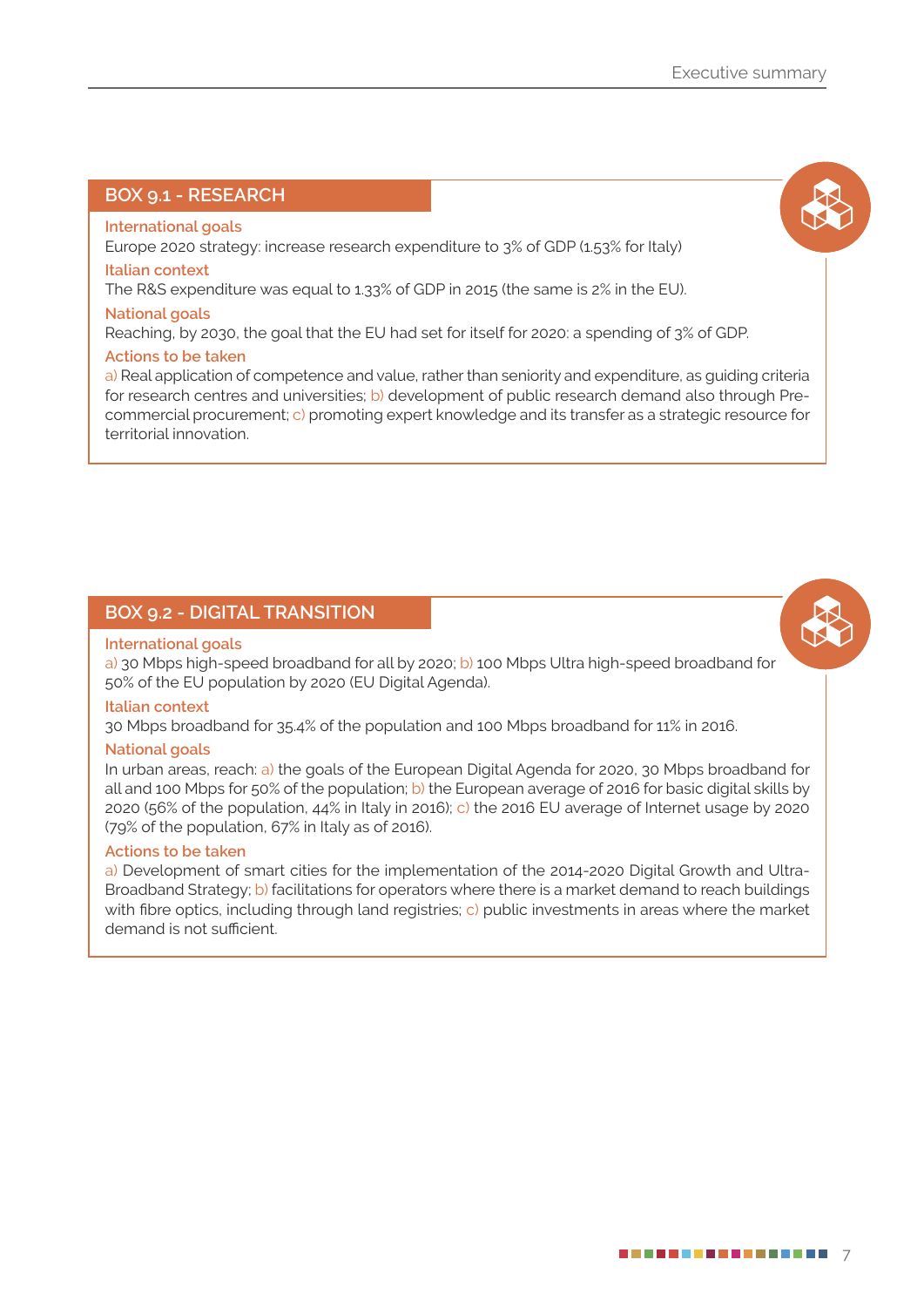## BOX 9.1 - RESEARCH

**International goals**

Europe 2020 strategy: increase research expenditure to 3% of GDP (1.53% for Italy)

**Italian context**

The R&S expenditure was equal to 1.33% of GDP in 2015 (the same is 2% in the EU).

**National goals**

Reaching, by 2030, the goal that the EU had set for itself for 2020: a spending of 3% of GDP.

**Actions to be taken**

a) Real application of competence and value, rather than seniority and expenditure, as guiding criteria for research centres and universities; b) development of public research demand also through Pre-commercial procurement; c) promoting expert knowledge and its transfer as a strategic resource for territorial innovation.

## BOX 9.2 - DIGITAL TRANSITION

**International goals**

a) 30 Mbps high-speed broadband for all by 2020; b) 100 Mbps Ultra high-speed broadband for 50% of the EU population by 2020 (EU Digital Agenda).

**Italian context**

30 Mbps broadband for 35.4% of the population and 100 Mbps broadband for 11% in 2016.

**National goals**

In urban areas, reach: a) the goals of the European Digital Agenda for 2020, 30 Mbps broadband for all and 100 Mbps for 50% of the population; b) the European average of 2016 for basic digital skills by 2020 (56% of the population, 44% in Italy in 2016); c) the 2016 EU average of Internet usage by 2020 (79% of the population, 67% in Italy as of 2016).

**Actions to be taken**

a) Development of smart cities for the implementation of the 2014-2020 Digital Growth and Ultra-Broadband Strategy; b) facilitations for operators where there is a market demand to reach buildings with fibre optics, including through land registries; c) public investments in areas where the market demand is not sufficient.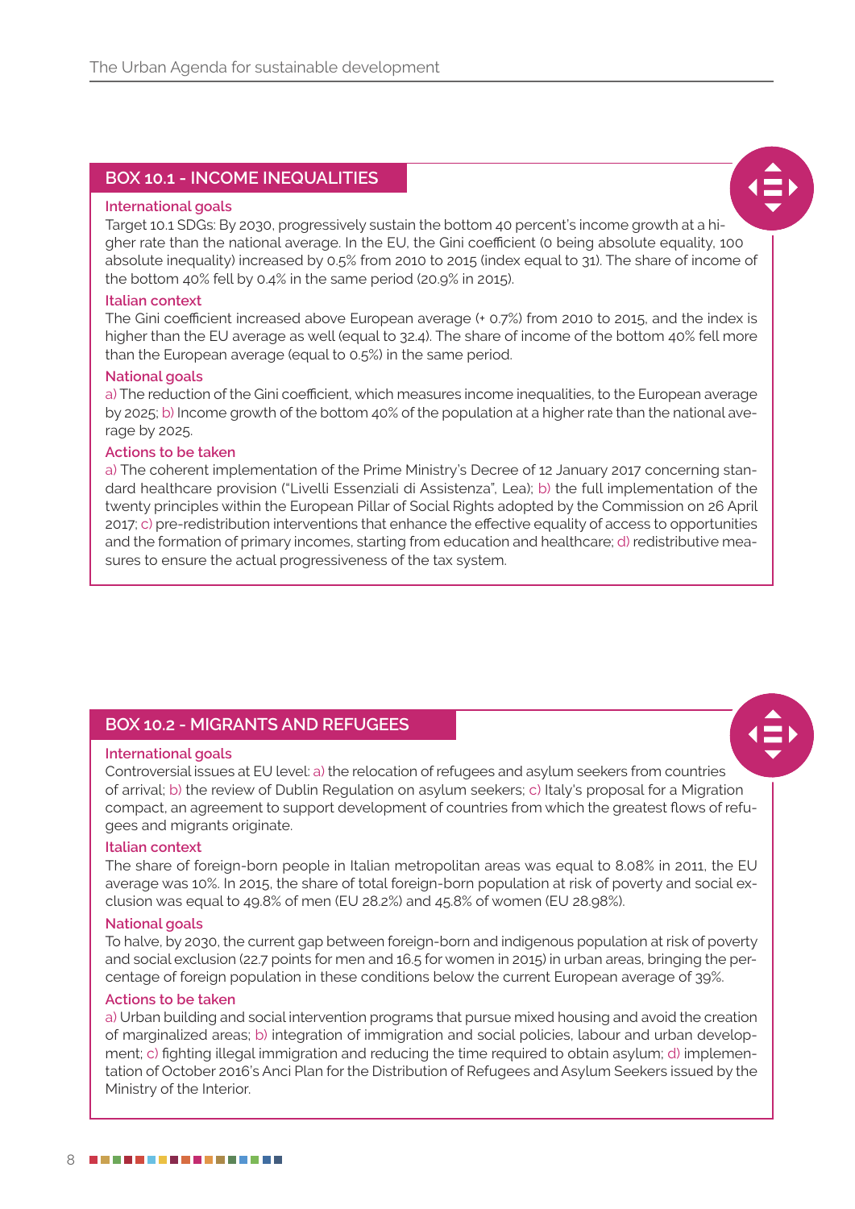## BOX 10.1 - INCOME INEQUALITIES

### International goals

Target 10.1 SDGs: By 2030, progressively sustain the bottom 40 percent's income growth at a higher rate than the national average. In the EU, the Gini coefficient (0 being absolute equality, 100 absolute inequality) increased by 0.5% from 2010 to 2015 (index equal to 31). The share of income of the bottom 40% fell by 0.4% in the same period (20.9% in 2015).

### Italian context

The Gini coefficient increased above European average (+ 0.7%) from 2010 to 2015, and the index is higher than the EU average as well (equal to 32.4). The share of income of the bottom 40% fell more than the European average (equal to 0.5%) in the same period.

### National goals

a) The reduction of the Gini coefficient, which measures income inequalities, to the European average by 2025; b) Income growth of the bottom 40% of the population at a higher rate than the national average by 2025.

### Actions to be taken

a) The coherent implementation of the Prime Ministry's Decree of 12 January 2017 concerning standard healthcare provision ("Livelli Essenziali di Assistenza", Lea); b) the full implementation of the twenty principles within the European Pillar of Social Rights adopted by the Commission on 26 April 2017; c) pre-redistribution interventions that enhance the effective equality of access to opportunities and the formation of primary incomes, starting from education and healthcare; d) redistributive measures to ensure the actual progressiveness of the tax system.

## BOX 10.2 - MIGRANTS AND REFUGEES

### International goals

Controversial issues at EU level: a) the relocation of refugees and asylum seekers from countries of arrival; b) the review of Dublin Regulation on asylum seekers; c) Italy's proposal for a Migration compact, an agreement to support development of countries from which the greatest flows of refugees and migrants originate.

### Italian context

The share of foreign-born people in Italian metropolitan areas was equal to 8.08% in 2011, the EU average was 10%. In 2015, the share of total foreign-born population at risk of poverty and social exclusion was equal to 49.8% of men (EU 28.2%) and 45.8% of women (EU 28.98%).

### National goals

To halve, by 2030, the current gap between foreign-born and indigenous population at risk of poverty and social exclusion (22.7 points for men and 16.5 for women in 2015) in urban areas, bringing the percentage of foreign population in these conditions below the current European average of 39%.

### Actions to be taken

a) Urban building and social intervention programs that pursue mixed housing and avoid the creation of marginalized areas; b) integration of immigration and social policies, labour and urban development; c) fighting illegal immigration and reducing the time required to obtain asylum; d) implementation of October 2016's Anci Plan for the Distribution of Refugees and Asylum Seekers issued by the Ministry of the Interior.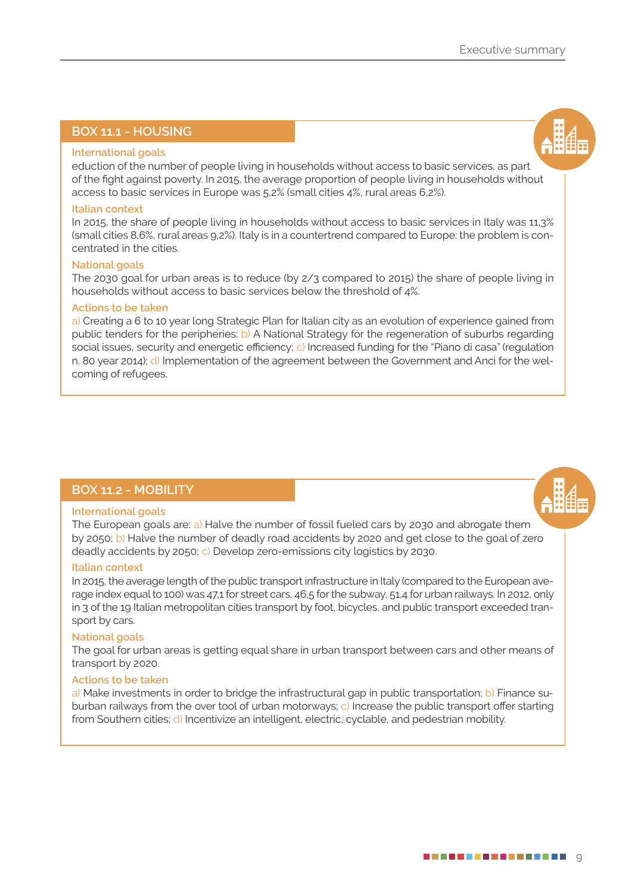## BOX 11.1 - HOUSING

**International goals**

eduction of the number of people living in households without access to basic services, as part of the fight against poverty. In 2015, the average proportion of people living in households without access to basic services in Europe was 5,2% (small cities 4%, rural areas 6,2%).

**Italian context**

In 2015, the share of people living in households without access to basic services in Italy was 11,3% (small cities 8,6%, rural areas 9,2%). Italy is in a countertrend compared to Europe: the problem is concentrated in the cities.

**National goals**

The 2030 goal for urban areas is to reduce (by 2/3 compared to 2015) the share of people living in households without access to basic services below the threshold of 4%.

**Actions to be taken**

a) Creating a 6 to 10 year long Strategic Plan for Italian city as an evolution of experience gained from public tenders for the peripheries: b) A National Strategy for the regeneration of suburbs regarding social issues, security and energetic efficiency; c) Increased funding for the "Piano di casa" (regulation n. 80 year 2014); d) Implementation of the agreement between the Government and Anci for the welcoming of refugees.

## BOX 11.2 - MOBILITY

**International goals**

The European goals are: a) Halve the number of fossil fueled cars by 2030 and abrogate them by 2050; b) Halve the number of deadly road accidents by 2020 and get close to the goal of zero deadly accidents by 2050; c) Develop zero-emissions city logistics by 2030.

**Italian context**

In 2015, the average length of the public transport infrastructure in Italy (compared to the European average index equal to 100) was 47,1 for street cars, 46,5 for the subway, 51,4 for urban railways. In 2012, only in 3 of the 19 Italian metropolitan cities transport by foot, bicycles, and public transport exceeded transport by cars.

**National goals**

The goal for urban areas is getting equal share in urban transport between cars and other means of transport by 2020.

**Actions to be taken**

a) Make investments in order to bridge the infrastructural gap in public transportation; b) Finance suburban railways from the over tool of urban motorways; c) Increase the public transport offer starting from Southern cities; d) Incentivize an intelligent, electric, cyclable, and pedestrian mobility.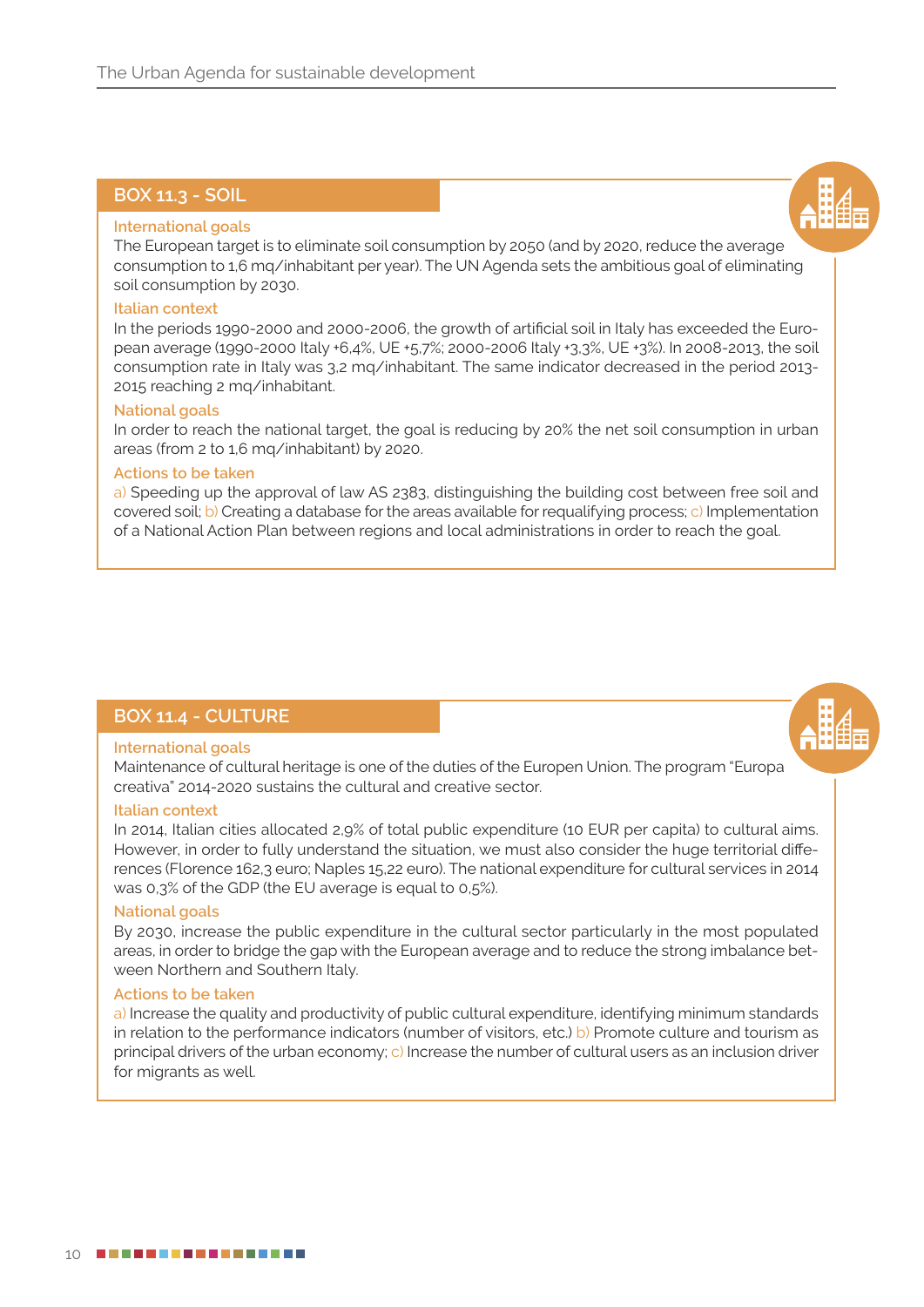## BOX 11.3 - SOIL

### International goals

The European target is to eliminate soil consumption by 2050 (and by 2020, reduce the average consumption to 1,6 mq/inhabitant per year). The UN Agenda sets the ambitious goal of eliminating soil consumption by 2030.

### Italian context

In the periods 1990-2000 and 2000-2006, the growth of artificial soil in Italy has exceeded the European average (1990-2000 Italy +6,4%, UE +5,7%; 2000-2006 Italy +3,3%, UE +3%). In 2008-2013, the soil consumption rate in Italy was 3,2 mq/inhabitant. The same indicator decreased in the period 2013-2015 reaching 2 mq/inhabitant.

### National goals

In order to reach the national target, the goal is reducing by 20% the net soil consumption in urban areas (from 2 to 1,6 mq/inhabitant) by 2020.

### Actions to be taken

a) Speeding up the approval of law AS 2383, distinguishing the building cost between free soil and covered soil; b) Creating a database for the areas available for requalifying process; c) Implementation of a National Action Plan between regions and local administrations in order to reach the goal.

## BOX 11.4 - CULTURE

### International goals

Maintenance of cultural heritage is one of the duties of the Europen Union. The program "Europa creativa" 2014-2020 sustains the cultural and creative sector.

### Italian context

In 2014, Italian cities allocated 2,9% of total public expenditure (10 EUR per capita) to cultural aims. However, in order to fully understand the situation, we must also consider the huge territorial differences (Florence 162,3 euro; Naples 15,22 euro). The national expenditure for cultural services in 2014 was 0,3% of the GDP (the EU average is equal to 0,5%).

### National goals

By 2030, increase the public expenditure in the cultural sector particularly in the most populated areas, in order to bridge the gap with the European average and to reduce the strong imbalance between Northern and Southern Italy.

### Actions to be taken

a) Increase the quality and productivity of public cultural expenditure, identifying minimum standards in relation to the performance indicators (number of visitors, etc.) b) Promote culture and tourism as principal drivers of the urban economy; c) Increase the number of cultural users as an inclusion driver for migrants as well.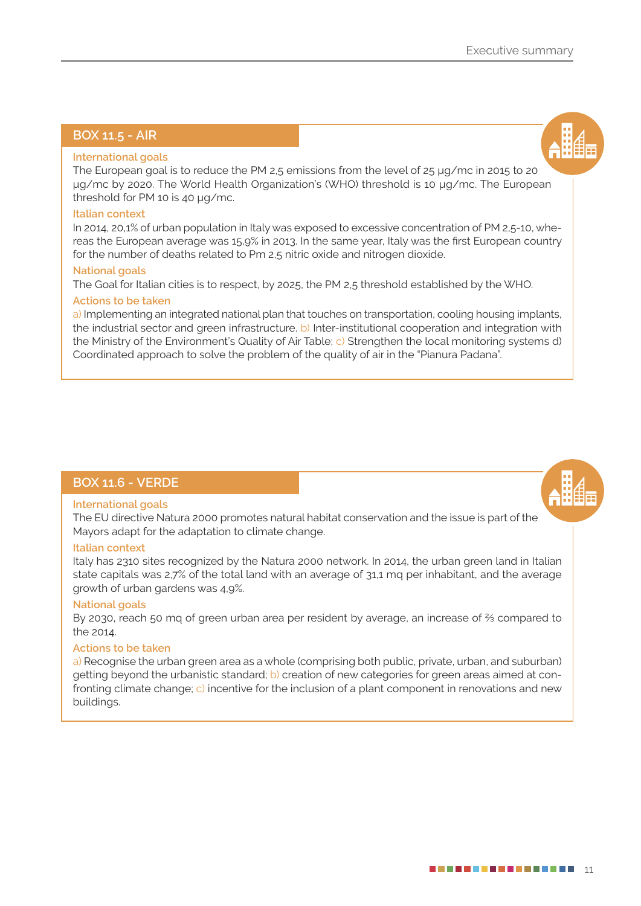## BOX 11.5 - AIR

### International goals

The European goal is to reduce the PM 2,5 emissions from the level of 25 µg/mc in 2015 to 20 µg/mc by 2020. The World Health Organization's (WHO) threshold is 10 µg/mc. The European threshold for PM 10 is 40 µg/mc.

### Italian context

In 2014, 20,1% of urban population in Italy was exposed to excessive concentration of PM 2,5-10, whereas the European average was 15,9% in 2013. In the same year, Italy was the first European country for the number of deaths related to Pm 2,5 nitric oxide and nitrogen dioxide.

### National goals

The Goal for Italian cities is to respect, by 2025, the PM 2,5 threshold established by the WHO.

### Actions to be taken

a) Implementing an integrated national plan that touches on transportation, cooling housing implants, the industrial sector and green infrastructure. b) Inter-institutional cooperation and integration with the Ministry of the Environment's Quality of Air Table; c) Strengthen the local monitoring systems d) Coordinated approach to solve the problem of the quality of air in the "Pianura Padana".

## BOX 11.6 - VERDE

### International goals

The EU directive Natura 2000 promotes natural habitat conservation and the issue is part of the Mayors adapt for the adaptation to climate change.

### Italian context

Italy has 2310 sites recognized by the Natura 2000 network. In 2014, the urban green land in Italian state capitals was 2,7% of the total land with an average of 31,1 mq per inhabitant, and the average growth of urban gardens was 4,9%.

### National goals

By 2030, reach 50 mq of green urban area per resident by average, an increase of ⅔ compared to the 2014.

### Actions to be taken

a) Recognise the urban green area as a whole (comprising both public, private, urban, and suburban) getting beyond the urbanistic standard; b) creation of new categories for green areas aimed at confronting climate change; c) incentive for the inclusion of a plant component in renovations and new buildings.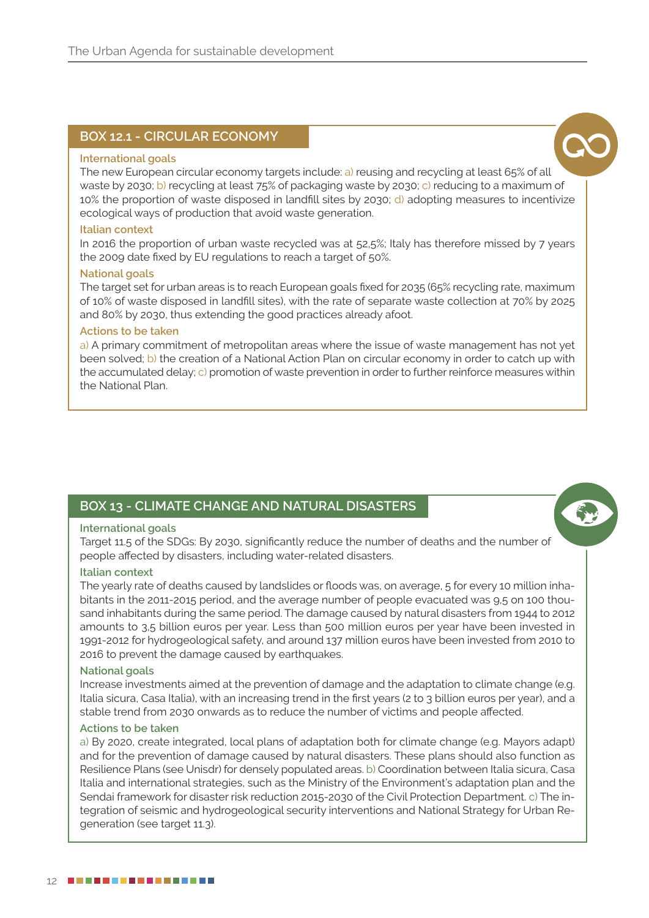## BOX 12.1 - CIRCULAR ECONOMY

### International goals

The new European circular economy targets include: a) reusing and recycling at least 65% of all waste by 2030; b) recycling at least 75% of packaging waste by 2030; c) reducing to a maximum of 10% the proportion of waste disposed in landfill sites by 2030; d) adopting measures to incentivize ecological ways of production that avoid waste generation.

### Italian context

In 2016 the proportion of urban waste recycled was at 52,5%; Italy has therefore missed by 7 years the 2009 date fixed by EU regulations to reach a target of 50%.

### National goals

The target set for urban areas is to reach European goals fixed for 2035 (65% recycling rate, maximum of 10% of waste disposed in landfill sites), with the rate of separate waste collection at 70% by 2025 and 80% by 2030, thus extending the good practices already afoot.

### Actions to be taken

a) A primary commitment of metropolitan areas where the issue of waste management has not yet been solved; b) the creation of a National Action Plan on circular economy in order to catch up with the accumulated delay; c) promotion of waste prevention in order to further reinforce measures within the National Plan.

## BOX 13 - CLIMATE CHANGE AND NATURAL DISASTERS

### International goals

Target 11.5 of the SDGs: By 2030, significantly reduce the number of deaths and the number of people affected by disasters, including water-related disasters.

### Italian context

The yearly rate of deaths caused by landslides or floods was, on average, 5 for every 10 million inhabitants in the 2011-2015 period, and the average number of people evacuated was 9,5 on 100 thousand inhabitants during the same period. The damage caused by natural disasters from 1944 to 2012 amounts to 3,5 billion euros per year. Less than 500 million euros per year have been invested in 1991-2012 for hydrogeological safety, and around 137 million euros have been invested from 2010 to 2016 to prevent the damage caused by earthquakes.

### National goals

Increase investments aimed at the prevention of damage and the adaptation to climate change (e.g. Italia sicura, Casa Italia), with an increasing trend in the first years (2 to 3 billion euros per year), and a stable trend from 2030 onwards as to reduce the number of victims and people affected.

### Actions to be taken

a) By 2020, create integrated, local plans of adaptation both for climate change (e.g. Mayors adapt) and for the prevention of damage caused by natural disasters. These plans should also function as Resilience Plans (see Unisdr) for densely populated areas. b) Coordination between Italia sicura, Casa Italia and international strategies, such as the Ministry of the Environment's adaptation plan and the Sendai framework for disaster risk reduction 2015-2030 of the Civil Protection Department. c) The integration of seismic and hydrogeological security interventions and National Strategy for Urban Regeneration (see target 11.3).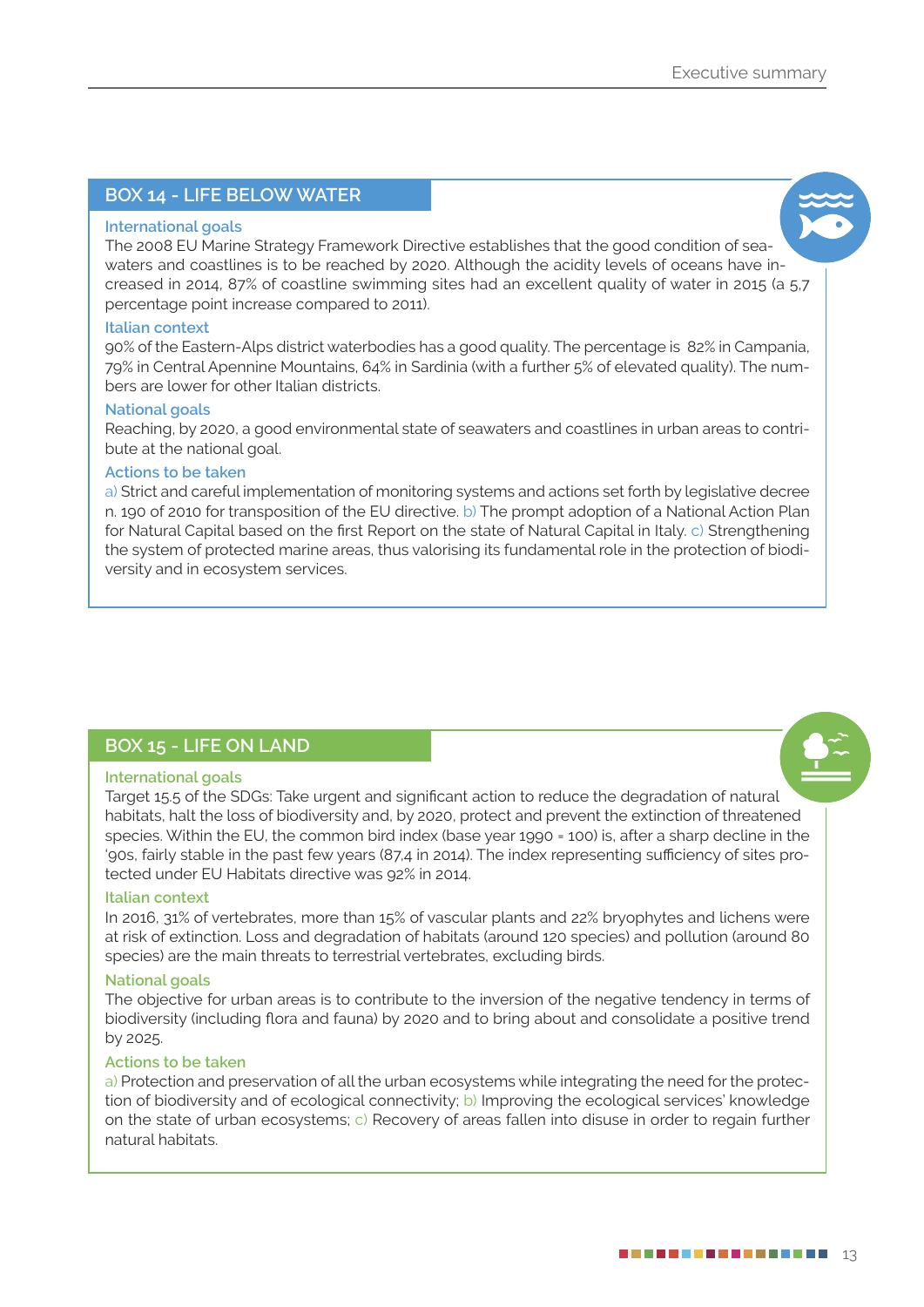## BOX 14 - LIFE BELOW WATER

### International goals

The 2008 EU Marine Strategy Framework Directive establishes that the good condition of seawaters and coastlines is to be reached by 2020. Although the acidity levels of oceans have increased in 2014, 87% of coastline swimming sites had an excellent quality of water in 2015 (a 5,7 percentage point increase compared to 2011).

### Italian context

90% of the Eastern-Alps district waterbodies has a good quality. The percentage is 82% in Campania, 79% in Central Apennine Mountains, 64% in Sardinia (with a further 5% of elevated quality). The numbers are lower for other Italian districts.

### National goals

Reaching, by 2020, a good environmental state of seawaters and coastlines in urban areas to contribute at the national goal.

### Actions to be taken

a) Strict and careful implementation of monitoring systems and actions set forth by legislative decree n. 190 of 2010 for transposition of the EU directive. b) The prompt adoption of a National Action Plan for Natural Capital based on the first Report on the state of Natural Capital in Italy. c) Strengthening the system of protected marine areas, thus valorising its fundamental role in the protection of biodiversity and in ecosystem services.

## BOX 15 - LIFE ON LAND

### International goals

Target 15.5 of the SDGs: Take urgent and significant action to reduce the degradation of natural habitats, halt the loss of biodiversity and, by 2020, protect and prevent the extinction of threatened species. Within the EU, the common bird index (base year 1990 = 100) is, after a sharp decline in the '90s, fairly stable in the past few years (87,4 in 2014). The index representing sufficiency of sites protected under EU Habitats directive was 92% in 2014.

### Italian context

In 2016, 31% of vertebrates, more than 15% of vascular plants and 22% bryophytes and lichens were at risk of extinction. Loss and degradation of habitats (around 120 species) and pollution (around 80 species) are the main threats to terrestrial vertebrates, excluding birds.

### National goals

The objective for urban areas is to contribute to the inversion of the negative tendency in terms of biodiversity (including flora and fauna) by 2020 and to bring about and consolidate a positive trend by 2025.

### Actions to be taken

a) Protection and preservation of all the urban ecosystems while integrating the need for the protection of biodiversity and of ecological connectivity; b) Improving the ecological services' knowledge on the state of urban ecosystems; c) Recovery of areas fallen into disuse in order to regain further natural habitats.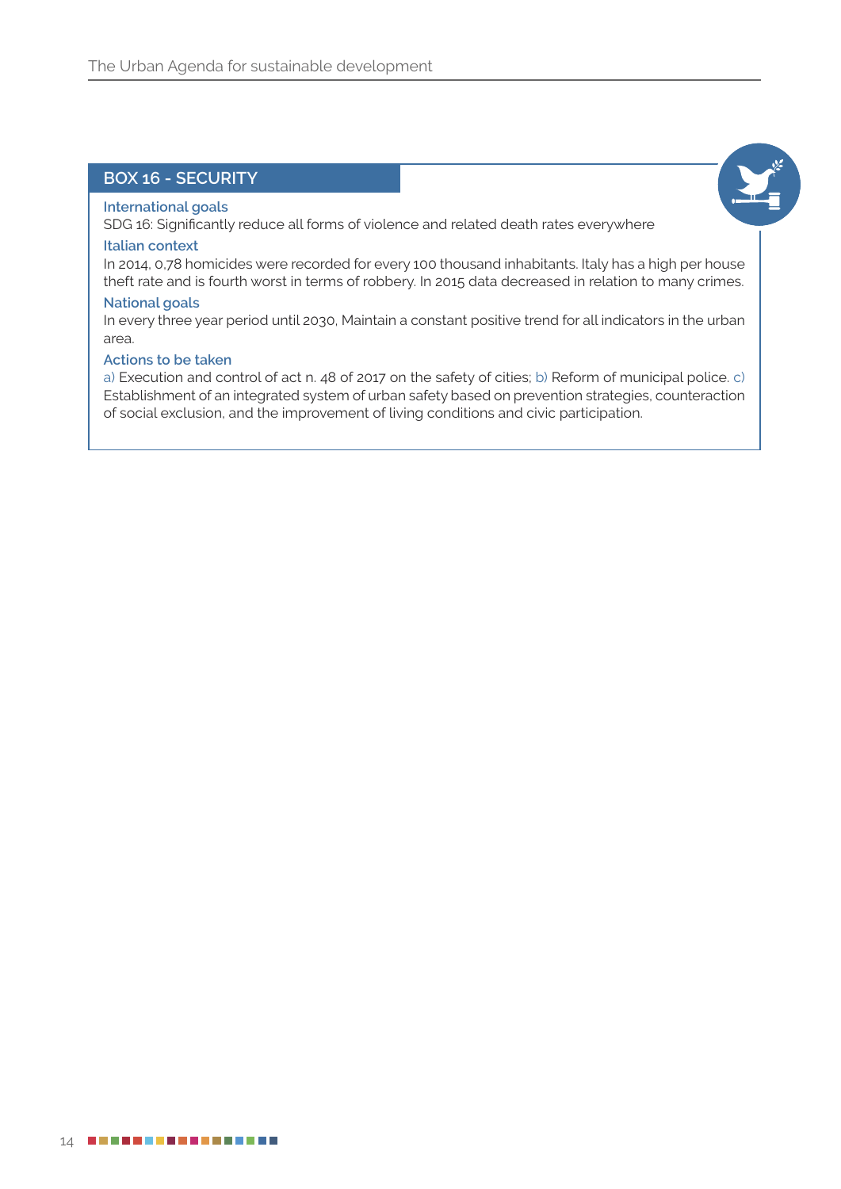## BOX 16 - SECURITY

**International goals**

SDG 16: Significantly reduce all forms of violence and related death rates everywhere

**Italian context**

In 2014, 0,78 homicides were recorded for every 100 thousand inhabitants. Italy has a high per house theft rate and is fourth worst in terms of robbery. In 2015 data decreased in relation to many crimes.

**National goals**

In every three year period until 2030, Maintain a constant positive trend for all indicators in the urban area.

**Actions to be taken**

a) Execution and control of act n. 48 of 2017 on the safety of cities; b) Reform of municipal police. c) Establishment of an integrated system of urban safety based on prevention strategies, counteraction of social exclusion, and the improvement of living conditions and civic participation.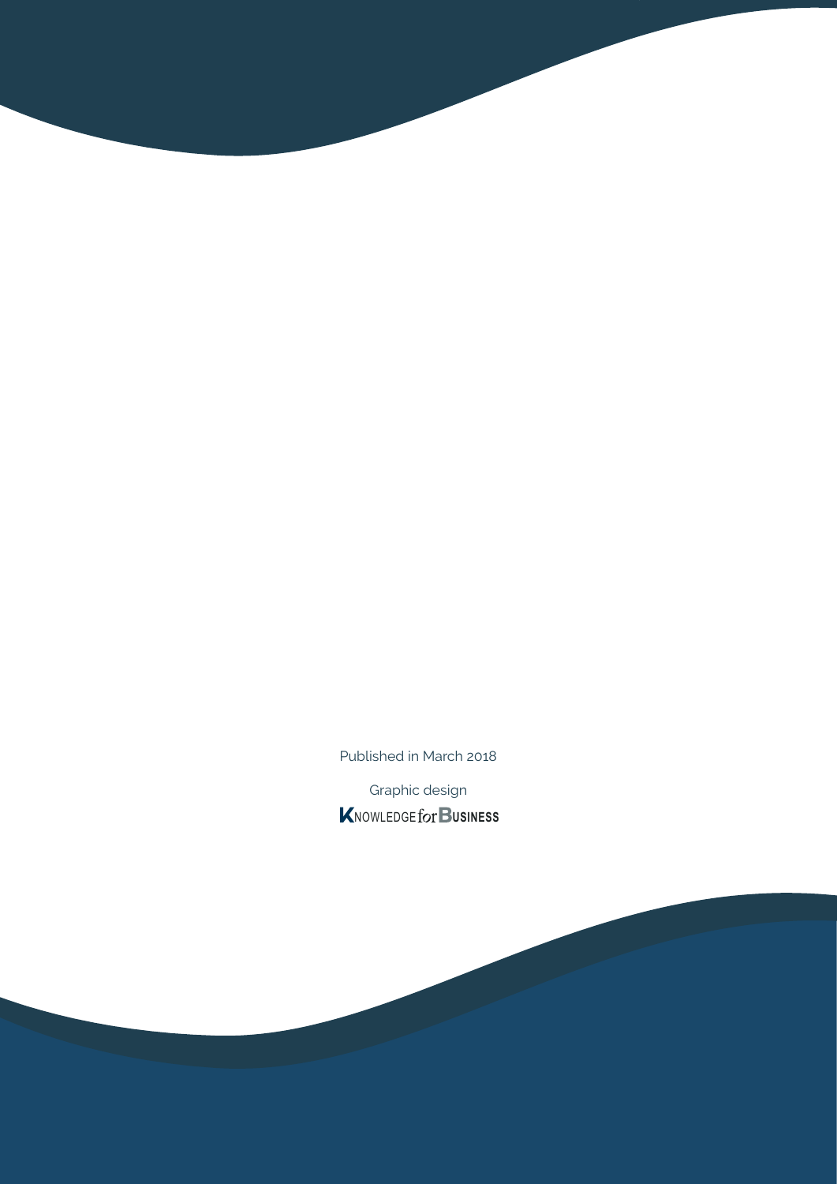Published in March 2018

Graphic design

KNOWLEDGE for BUSINESS